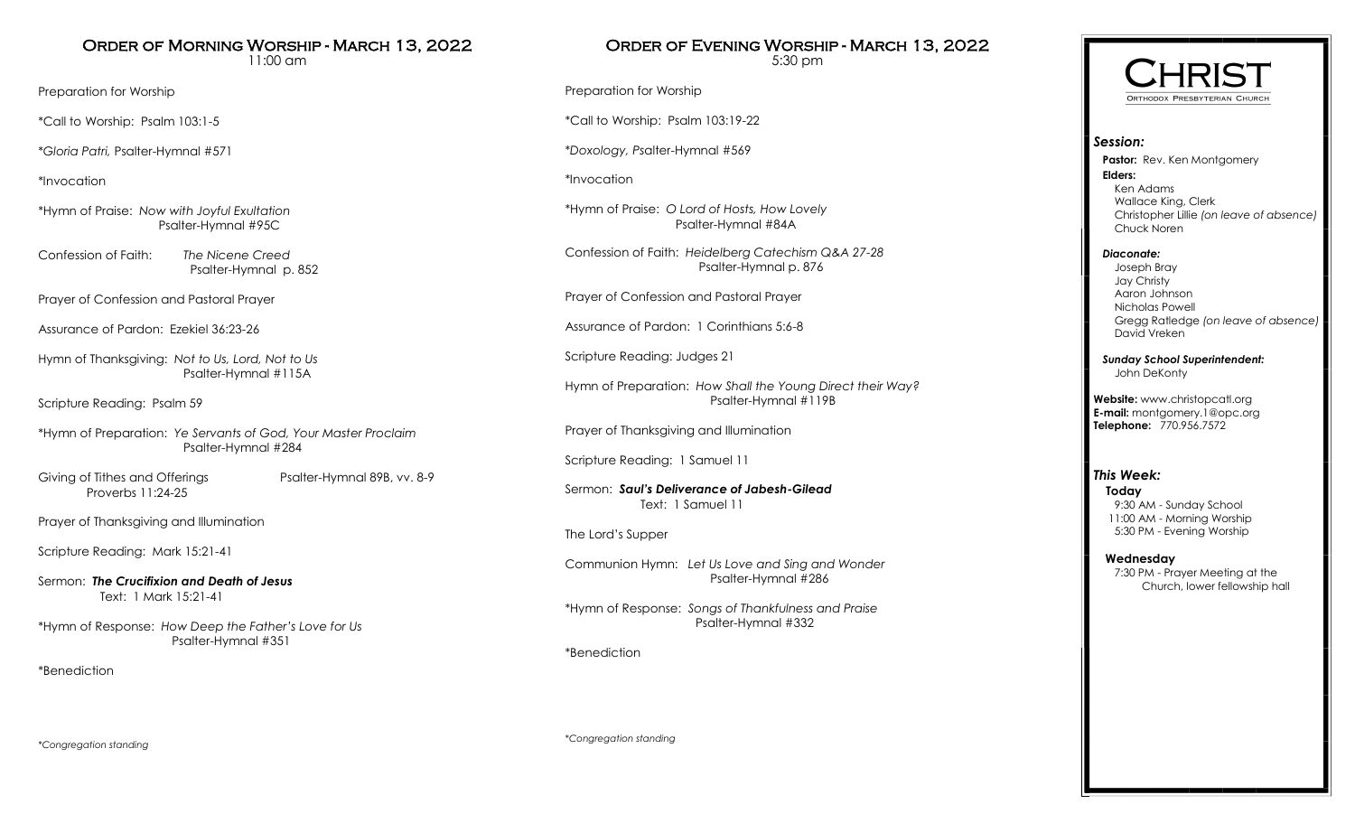# Order of Morning Worship - March 13, 2022

11:00 am

Preparation for Worship

*Call to Worship: Psalm 103:1-5

*Gloria Patri, Psalter-Hymnal #571

*Invocation

*Hymn of Praise: *Now with Joyful Exultation*
Psalter-Hymnal #95C

Confession of Faith: *The Nicene Creed*
Psalter-Hymnal p. 852

Prayer of Confession and Pastoral Prayer

Assurance of Pardon: Ezekiel 36:23-26

Hymn of Thanksgiving: *Not to Us, Lord, Not to Us*
Psalter-Hymnal #115A

Scripture Reading: Psalm 59

*Hymn of Preparation: *Ye Servants of God, Your Master Proclaim*
Psalter-Hymnal #284

Giving of Tithes and Offerings Psalter-Hymnal 89B, vv. 8-9
Proverbs 11:24-25

Prayer of Thanksgiving and Illumination

Scripture Reading: Mark 15:21-41

Sermon: ***The Crucifixion and Death of Jesus***
Text: 1 Mark 15:21-41

*Hymn of Response: *How Deep the Father's Love for Us*
Psalter-Hymnal #351

*Benediction

*\*Congregation standing*

# Order of Evening Worship - March 13, 2022

5:30 pm

Preparation for Worship

*Call to Worship: Psalm 103:19-22

*Doxology, Psalter-Hymnal #569

*Invocation

*Hymn of Praise: *O Lord of Hosts, How Lovely*
Psalter-Hymnal #84A

Confession of Faith: *Heidelberg Catechism Q&A 27-28*
Psalter-Hymnal p. 876

Prayer of Confession and Pastoral Prayer

Assurance of Pardon: 1 Corinthians 5:6-8

Scripture Reading: Judges 21

Hymn of Preparation: *How Shall the Young Direct their Way?*
Psalter-Hymnal #119B

Prayer of Thanksgiving and Illumination

Scripture Reading: 1 Samuel 11

Sermon: ***Saul's Deliverance of Jabesh-Gilead***
Text: 1 Samuel 11

The Lord's Supper

Communion Hymn: *Let Us Love and Sing and Wonder*
Psalter-Hymnal #286

*Hymn of Response: *Songs of Thankfulness and Praise*
Psalter-Hymnal #332

*Benediction

*\*Congregation standing*

# Christ
Orthodox Presbyterian Church

### *Session:*

**Pastor:** Rev. Ken Montgomery

**Elders:**
Ken Adams
Wallace King, Clerk
Christopher Lillie *(on leave of absence)*
Chuck Noren

***Diaconate:***
Joseph Bray
Jay Christy
Aaron Johnson
Nicholas Powell
Gregg Ratledge *(on leave of absence)*
David Vreken

***Sunday School Superintendent:***
John DeKonty

**Website:** www.christopcatl.org
**E-mail:** montgomery.1@opc.org
**Telephone:** 770.956.7572

### *This Week:*

**Today**
9:30 AM - Sunday School
11:00 AM - Morning Worship
5:30 PM - Evening Worship

**Wednesday**
7:30 PM - Prayer Meeting at the Church, lower fellowship hall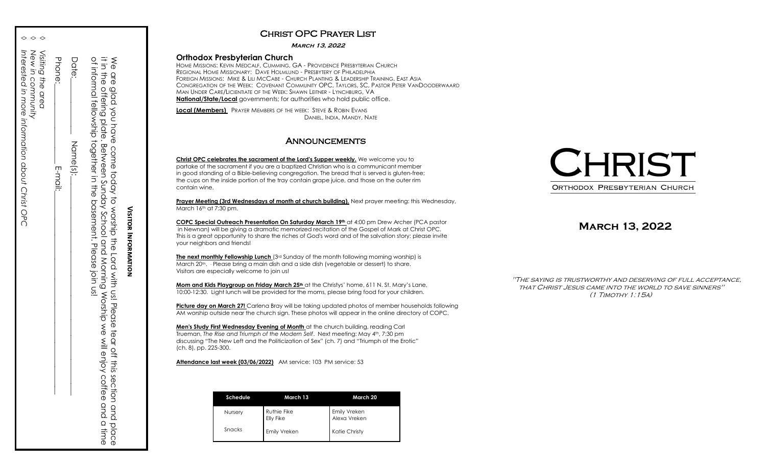## Visitor Information

We are glad you have come today to worship the Lord with us! Please tear off this section and place it in the offering plate. Between Sunday School and Morning Worship we will enjoy coffee and a time of informal fellowship together in the basement. Please join us!

Date:\_\_\_\_\_\_\_\_\_\_ Name(s):\_\_\_\_\_\_\_\_\_\_\_\_\_\_\_\_\_\_\_\_\_\_\_\_\_\_

Phone:\_\_\_\_\_\_\_\_\_\_\_\_\_\_\_ E-mail:\_\_\_\_\_\_\_\_\_\_\_\_\_\_\_\_\_\_\_\_\_\_\_

◇ *Visiting the area*
◇ *New in community*
◇ *Interested in more information about Christ OPC*

# Christ OPC Prayer List

***March 13, 2022***

### Orthodox Presbyterian Church

Home Missions: Kevin Medcalf, Cumming, GA - Providence Presbyterian Church
Regional Home Missionary: Dave Holmlund - Presbytery of Philadelphia
Foreign Missions: Mike & Lili McCabe - Church Planting & Leadership Training, East Asia
Congregation of the Week: Covenant Community OPC, Taylors, SC, Pastor Peter VanDooderwaard
Man Under Care/Licentiate of the Week: Shawn Leitner - Lynchburg, VA
**National/State/Local** governments; for authorities who hold public office.

**Local (Members)** Prayer Members of the week: Steve & Robin Evans
Daniel, India, Mandy, Nate

## Announcements

**Christ OPC celebrates the sacrament of the Lord's Supper weekly.** We welcome you to partake of the sacrament if you are a baptized Christian who is a communicant member in good standing of a Bible-believing congregation. The bread that is served is gluten-free; the cups on the inside portion of the tray contain grape juice, and those on the outer rim contain wine.

**Prayer Meeting (3rd Wednesdays of month at church building).** Next prayer meeting: this Wednesday, March 16th at 7:30 pm.

**COPC Special Outreach Presentation On Saturday March 19th** at 4:00 pm Drew Archer (PCA pastor in Newnan) will be giving a dramatic memorized recitation of the Gospel of Mark at Christ OPC. This is a great opportunity to share the riches of God's word and of the salvation story: please invite your neighbors and friends!

**The next monthly Fellowship Lunch** (3rd Sunday of the month following morning worship) is March 20th. Please bring a main dish and a side dish (vegetable or dessert) to share. Visitors are especially welcome to join us!

**Mom and Kids Playgroup on Friday March 25th** at the Christys' home, 611 N. St. Mary's Lane, 10:00-12:30. Light lunch will be provided for the moms, please bring food for your children.

**Picture day on March 27!** Carlena Bray will be taking updated photos of member households following AM worship outside near the church sign. These photos will appear in the online directory of COPC.

**Men's Study First Wednesday Evening of Month** at the church building, reading Carl Trueman, *The Rise and Triumph of the Modern Self*. Next meeting: May 4th, 7:30 pm discussing "The New Left and the Politicization of Sex" (ch. 7) and "Triumph of the Erotic" (ch. 8), pp. 225-300.

**Attendance last week (03/06/2022)** AM service: 103 PM service: 53

| Schedule | March 13 | March 20 |
|---|---|---|
| Nursery | Ruthie Fike<br>Elly Fike | Emily Vreken<br>Alexa Vreken |
| Snacks | Emily Vreken | Katie Christy |

# Christ
Orthodox Presbyterian Church

## March 13, 2022

*"The saying is trustworthy and deserving of full acceptance, that Christ Jesus came into the world to save sinners" (1 Timothy 1:15a)*